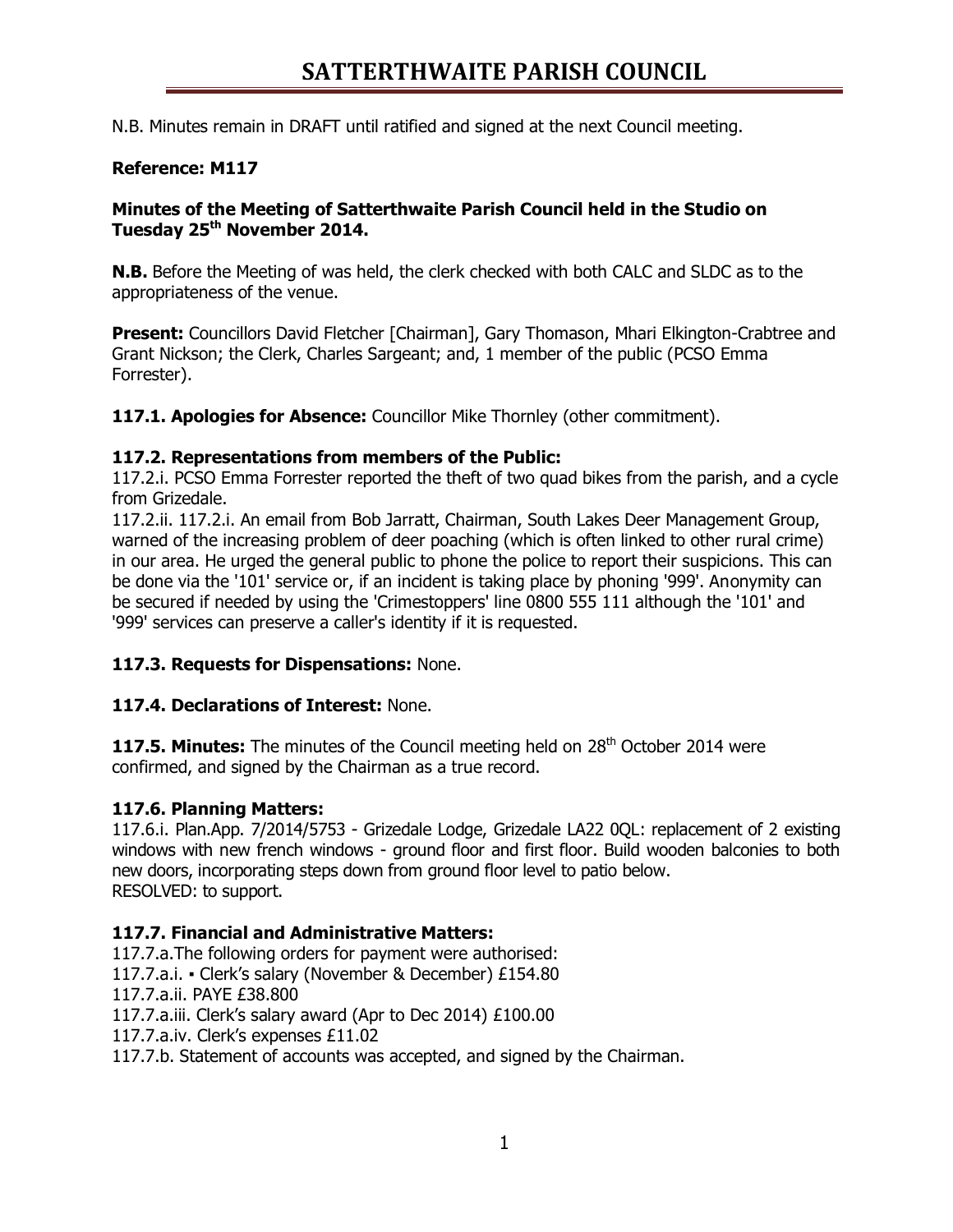# SATTERTHWAITE PARISH COUNCIL

N.B. Minutes remain in DRAFT until ratified and signed at the next Council meeting.

**Reference: M117**

**Minutes of the Meeting of Satterthwaite Parish Council held in the Studio on Tuesday 25th November 2014.**

**N.B.** Before the Meeting of was held, the clerk checked with both CALC and SLDC as to the appropriateness of the venue.

**Present:** Councillors David Fletcher [Chairman], Gary Thomason, Mhari Elkington-Crabtree and Grant Nickson; the Clerk, Charles Sargeant; and, 1 member of the public (PCSO Emma Forrester).

**117.1. Apologies for Absence:** Councillor Mike Thornley (other commitment).

**117.2. Representations from members of the Public:**
117.2.i. PCSO Emma Forrester reported the theft of two quad bikes from the parish, and a cycle from Grizedale.
117.2.ii. 117.2.i. An email from Bob Jarratt, Chairman, South Lakes Deer Management Group, warned of the increasing problem of deer poaching (which is often linked to other rural crime) in our area. He urged the general public to phone the police to report their suspicions. This can be done via the '101' service or, if an incident is taking place by phoning '999'. Anonymity can be secured if needed by using the 'Crimestoppers' line 0800 555 111 although the '101' and '999' services can preserve a caller's identity if it is requested.

**117.3. Requests for Dispensations:** None.

**117.4. Declarations of Interest:** None.

**117.5. Minutes:** The minutes of the Council meeting held on 28th October 2014 were confirmed, and signed by the Chairman as a true record.

**117.6. Planning Matters:**
117.6.i. Plan.App. 7/2014/5753 - Grizedale Lodge, Grizedale LA22 0QL: replacement of 2 existing windows with new french windows - ground floor and first floor. Build wooden balconies to both new doors, incorporating steps down from ground floor level to patio below.
RESOLVED: to support.

**117.7. Financial and Administrative Matters:**
117.7.a.The following orders for payment were authorised:
117.7.a.i. ▪ Clerk's salary (November & December) £154.80
117.7.a.ii. PAYE £38.800
117.7.a.iii. Clerk's salary award (Apr to Dec 2014) £100.00
117.7.a.iv. Clerk's expenses £11.02
117.7.b. Statement of accounts was accepted, and signed by the Chairman.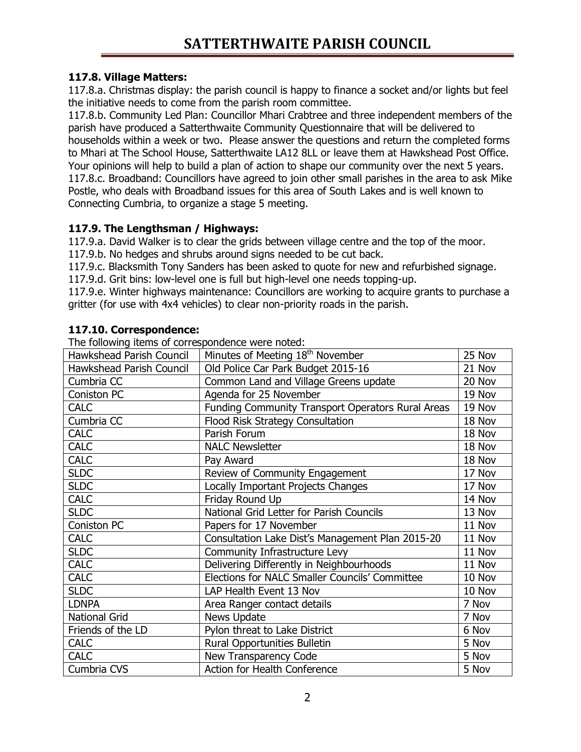### 117.8. Village Matters:

117.8.a. Christmas display: the parish council is happy to finance a socket and/or lights but feel the initiative needs to come from the parish room committee.

117.8.b. Community Led Plan: Councillor Mhari Crabtree and three independent members of the parish have produced a Satterthwaite Community Questionnaire that will be delivered to households within a week or two. Please answer the questions and return the completed forms to Mhari at The School House, Satterthwaite LA12 8LL or leave them at Hawkshead Post Office. Your opinions will help to build a plan of action to shape our community over the next 5 years.

117.8.c. Broadband: Councillors have agreed to join other small parishes in the area to ask Mike Postle, who deals with Broadband issues for this area of South Lakes and is well known to Connecting Cumbria, to organize a stage 5 meeting.

### 117.9. The Lengthsman / Highways:

117.9.a. David Walker is to clear the grids between village centre and the top of the moor.

117.9.b. No hedges and shrubs around signs needed to be cut back.

117.9.c. Blacksmith Tony Sanders has been asked to quote for new and refurbished signage.

117.9.d. Grit bins: low-level one is full but high-level one needs topping-up.

117.9.e. Winter highways maintenance: Councillors are working to acquire grants to purchase a gritter (for use with 4x4 vehicles) to clear non-priority roads in the parish.

### 117.10. Correspondence:

The following items of correspondence were noted:

| | | |
|---|---|---|
| Hawkshead Parish Council | Minutes of Meeting 18th November | 25 Nov |
| Hawkshead Parish Council | Old Police Car Park Budget 2015-16 | 21 Nov |
| Cumbria CC | Common Land and Village Greens update | 20 Nov |
| Coniston PC | Agenda for 25 November | 19 Nov |
| CALC | Funding Community Transport Operators Rural Areas | 19 Nov |
| Cumbria CC | Flood Risk Strategy Consultation | 18 Nov |
| CALC | Parish Forum | 18 Nov |
| CALC | NALC Newsletter | 18 Nov |
| CALC | Pay Award | 18 Nov |
| SLDC | Review of Community Engagement | 17 Nov |
| SLDC | Locally Important Projects Changes | 17 Nov |
| CALC | Friday Round Up | 14 Nov |
| SLDC | National Grid Letter for Parish Councils | 13 Nov |
| Coniston PC | Papers for 17 November | 11 Nov |
| CALC | Consultation Lake Dist's Management Plan 2015-20 | 11 Nov |
| SLDC | Community Infrastructure Levy | 11 Nov |
| CALC | Delivering Differently in Neighbourhoods | 11 Nov |
| CALC | Elections for NALC Smaller Councils' Committee | 10 Nov |
| SLDC | LAP Health Event 13 Nov | 10 Nov |
| LDNPA | Area Ranger contact details | 7 Nov |
| National Grid | News Update | 7 Nov |
| Friends of the LD | Pylon threat to Lake District | 6 Nov |
| CALC | Rural Opportunities Bulletin | 5 Nov |
| CALC | New Transparency Code | 5 Nov |
| Cumbria CVS | Action for Health Conference | 5 Nov |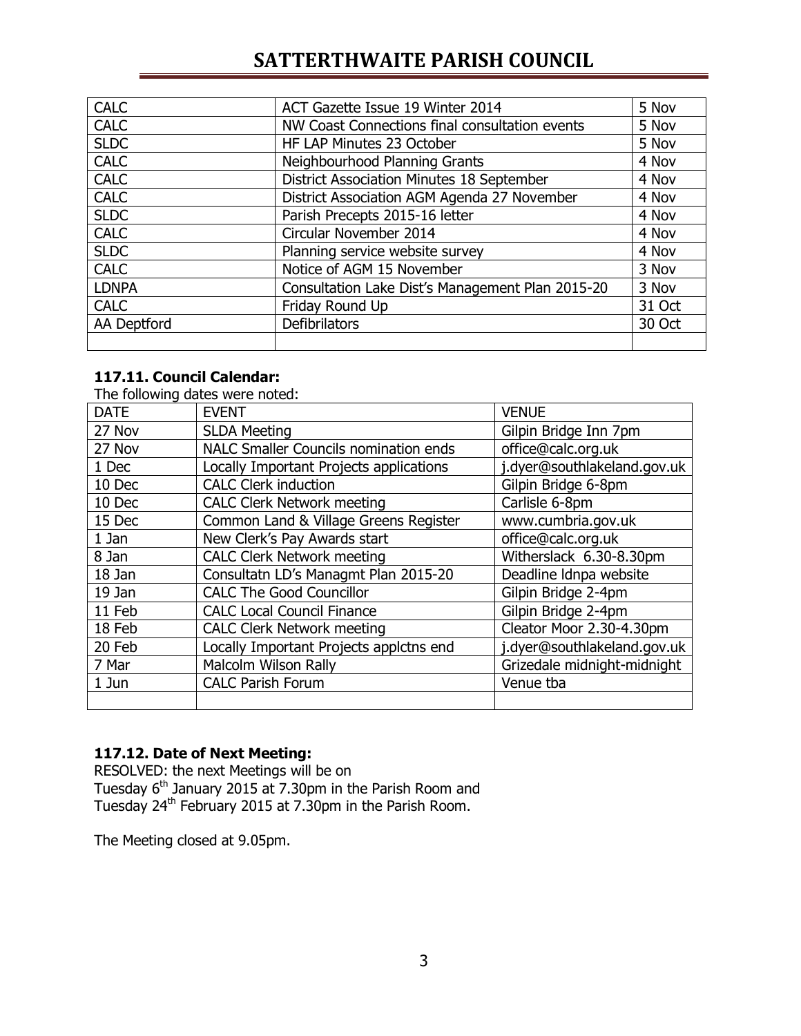| | | |
|---|---|---|
| CALC | ACT Gazette Issue 19 Winter 2014 | 5 Nov |
| CALC | NW Coast Connections final consultation events | 5 Nov |
| SLDC | HF LAP Minutes 23 October | 5 Nov |
| CALC | Neighbourhood Planning Grants | 4 Nov |
| CALC | District Association Minutes 18 September | 4 Nov |
| CALC | District Association AGM Agenda 27 November | 4 Nov |
| SLDC | Parish Precepts 2015-16 letter | 4 Nov |
| CALC | Circular November 2014 | 4 Nov |
| SLDC | Planning service website survey | 4 Nov |
| CALC | Notice of AGM 15 November | 3 Nov |
| LDNPA | Consultation Lake Dist's Management Plan 2015-20 | 3 Nov |
| CALC | Friday Round Up | 31 Oct |
| AA Deptford | Defibrilators | 30 Oct |
| | | |

### 117.11. Council Calendar:

The following dates were noted:

| DATE | EVENT | VENUE |
|---|---|---|
| 27 Nov | SLDA Meeting | Gilpin Bridge Inn 7pm |
| 27 Nov | NALC Smaller Councils nomination ends | office@calc.org.uk |
| 1 Dec | Locally Important Projects applications | j.dyer@southlakeland.gov.uk |
| 10 Dec | CALC Clerk induction | Gilpin Bridge 6-8pm |
| 10 Dec | CALC Clerk Network meeting | Carlisle 6-8pm |
| 15 Dec | Common Land & Village Greens Register | www.cumbria.gov.uk |
| 1 Jan | New Clerk's Pay Awards start | office@calc.org.uk |
| 8 Jan | CALC Clerk Network meeting | Witherslack 6.30-8.30pm |
| 18 Jan | Consultatn LD's Managmt Plan 2015-20 | Deadline ldnpa website |
| 19 Jan | CALC The Good Councillor | Gilpin Bridge 2-4pm |
| 11 Feb | CALC Local Council Finance | Gilpin Bridge 2-4pm |
| 18 Feb | CALC Clerk Network meeting | Cleator Moor 2.30-4.30pm |
| 20 Feb | Locally Important Projects applctns end | j.dyer@southlakeland.gov.uk |
| 7 Mar | Malcolm Wilson Rally | Grizedale midnight-midnight |
| 1 Jun | CALC Parish Forum | Venue tba |
| | | |

### 117.12. Date of Next Meeting:

RESOLVED: the next Meetings will be on
Tuesday 6th January 2015 at 7.30pm in the Parish Room and
Tuesday 24th February 2015 at 7.30pm in the Parish Room.

The Meeting closed at 9.05pm.